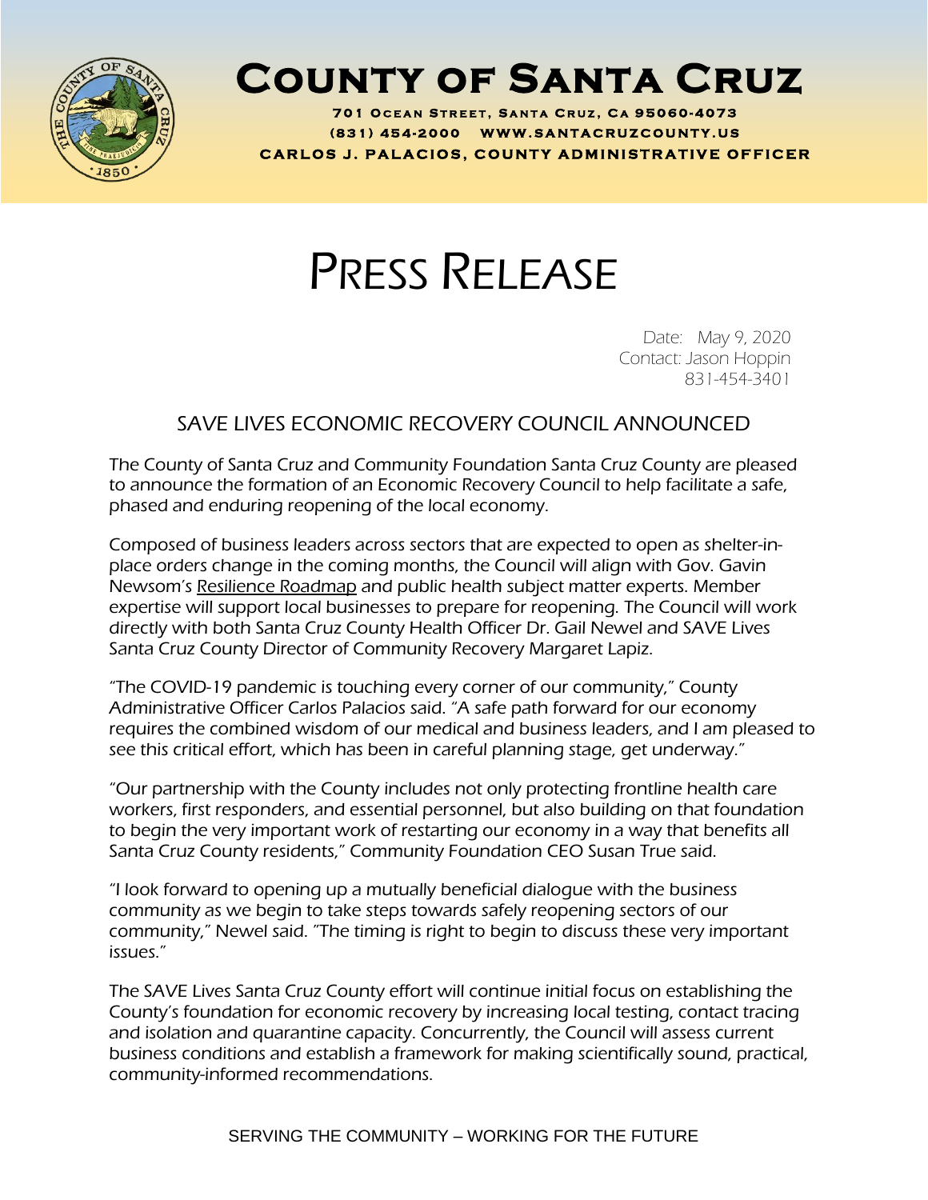# County of Santa Cruz

**701 Ocean Street, Santa Cruz, Ca 95060-4073**
**(831) 454-2000 www.santacruzcounty.us**
**CARLOS J. PALACIOS, COUNTY ADMINISTRATIVE OFFICER**

# PRESS RELEASE

Date: May 9, 2020
Contact: Jason Hoppin
831-454-3401

## SAVE LIVES ECONOMIC RECOVERY COUNCIL ANNOUNCED

The County of Santa Cruz and Community Foundation Santa Cruz County are pleased to announce the formation of an Economic Recovery Council to help facilitate a safe, phased and enduring reopening of the local economy.

Composed of business leaders across sectors that are expected to open as shelter-in-place orders change in the coming months, the Council will align with Gov. Gavin Newsom's Resilience Roadmap and public health subject matter experts. Member expertise will support local businesses to prepare for reopening. The Council will work directly with both Santa Cruz County Health Officer Dr. Gail Newel and SAVE Lives Santa Cruz County Director of Community Recovery Margaret Lapiz.

"The COVID-19 pandemic is touching every corner of our community," County Administrative Officer Carlos Palacios said. "A safe path forward for our economy requires the combined wisdom of our medical and business leaders, and I am pleased to see this critical effort, which has been in careful planning stage, get underway."

"Our partnership with the County includes not only protecting frontline health care workers, first responders, and essential personnel, but also building on that foundation to begin the very important work of restarting our economy in a way that benefits all Santa Cruz County residents," Community Foundation CEO Susan True said.

"I look forward to opening up a mutually beneficial dialogue with the business community as we begin to take steps towards safely reopening sectors of our community," Newel said. "The timing is right to begin to discuss these very important issues."

The SAVE Lives Santa Cruz County effort will continue initial focus on establishing the County's foundation for economic recovery by increasing local testing, contact tracing and isolation and quarantine capacity. Concurrently, the Council will assess current business conditions and establish a framework for making scientifically sound, practical, community-informed recommendations.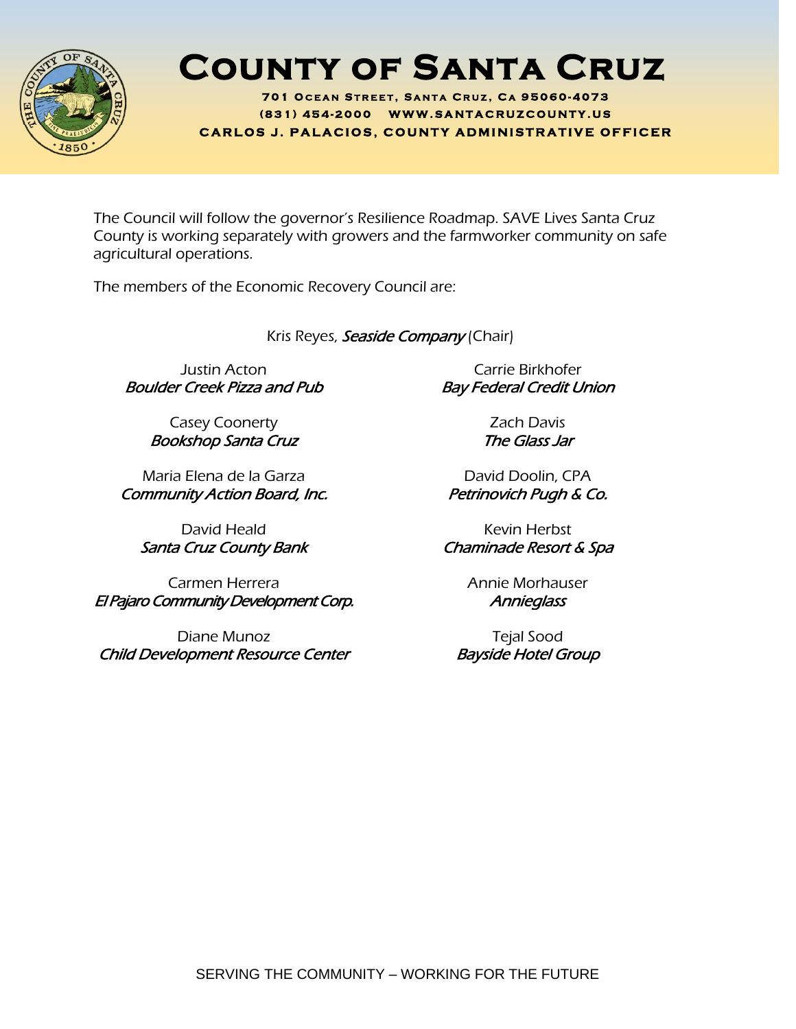# County of Santa Cruz

**701 Ocean Street, Santa Cruz, CA 95060-4073**
**(831) 454-2000 WWW.SANTACRUZCOUNTY.US**
**CARLOS J. PALACIOS, COUNTY ADMINISTRATIVE OFFICER**

The Council will follow the governor's Resilience Roadmap. SAVE Lives Santa Cruz County is working separately with growers and the farmworker community on safe agricultural operations.

The members of the Economic Recovery Council are:

Kris Reyes, ***Seaside Company*** (Chair)

Justin Acton
***Boulder Creek Pizza and Pub***

Carrie Birkhofer
***Bay Federal Credit Union***

Casey Coonerty
***Bookshop Santa Cruz***

Zach Davis
***The Glass Jar***

Maria Elena de la Garza
***Community Action Board, Inc.***

David Doolin, CPA
***Petrinovich Pugh & Co.***

David Heald
***Santa Cruz County Bank***

Kevin Herbst
***Chaminade Resort & Spa***

Carmen Herrera
***El Pajaro Community Development Corp.***

Annie Morhauser
***Annieglass***

Diane Munoz
***Child Development Resource Center***

Tejal Sood
***Bayside Hotel Group***

SERVING THE COMMUNITY – WORKING FOR THE FUTURE